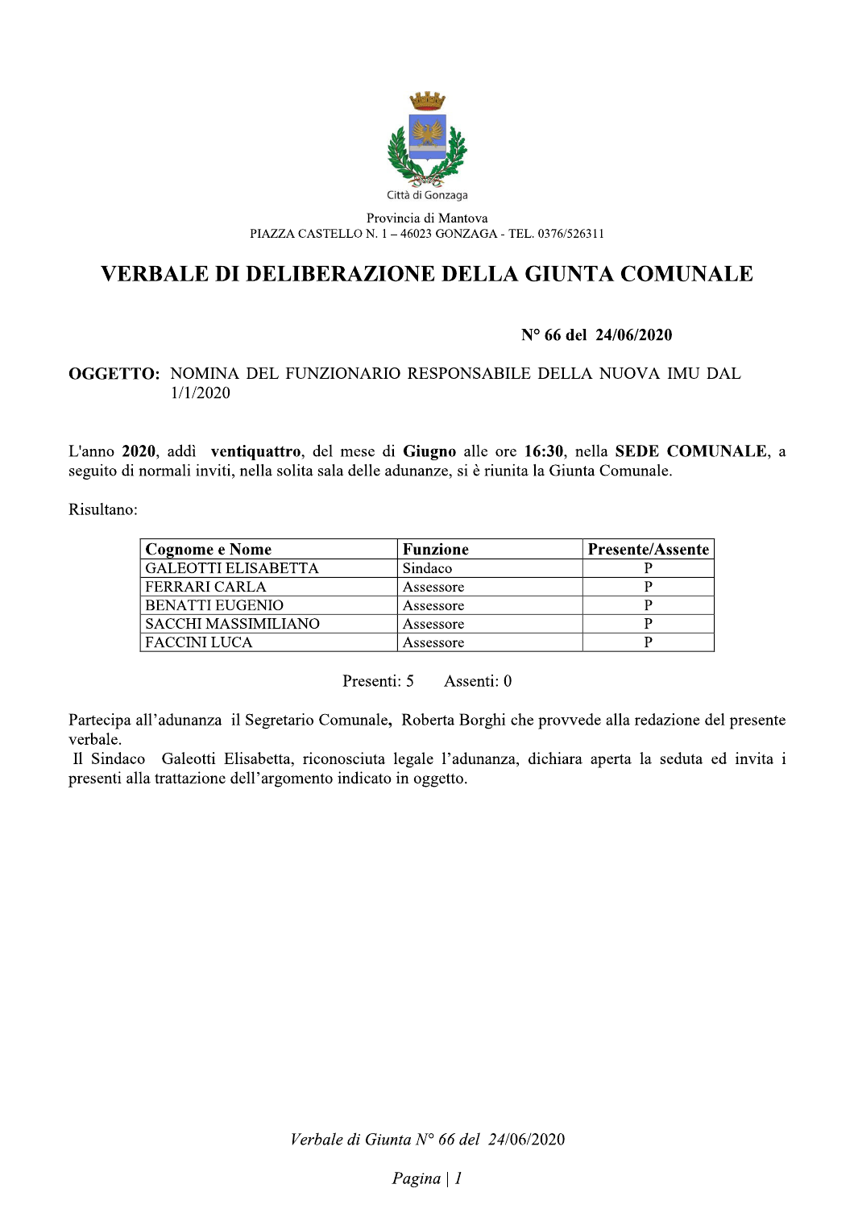Città di Gonzaga

Provincia di Mantova
PIAZZA CASTELLO N. 1 – 46023 GONZAGA - TEL. 0376/526311

# VERBALE DI DELIBERAZIONE DELLA GIUNTA COMUNALE

**N° 66 del 24/06/2020**

**OGGETTO:** NOMINA DEL FUNZIONARIO RESPONSABILE DELLA NUOVA IMU DAL 1/1/2020

L'anno **2020**, addì **ventiquattro**, del mese di **Giugno** alle ore **16:30**, nella **SEDE COMUNALE**, a seguito di normali inviti, nella solita sala delle adunanze, si è riunita la Giunta Comunale.

Risultano:

| Cognome e Nome | Funzione | Presente/Assente |
|---|---|---|
| GALEOTTI ELISABETTA | Sindaco | P |
| FERRARI CARLA | Assessore | P |
| BENATTI EUGENIO | Assessore | P |
| SACCHI MASSIMILIANO | Assessore | P |
| FACCINI LUCA | Assessore | P |

Presenti: 5 Assenti: 0

Partecipa all'adunanza il Segretario Comunale, Roberta Borghi che provvede alla redazione del presente verbale.

Il Sindaco Galeotti Elisabetta, riconosciuta legale l'adunanza, dichiara aperta la seduta ed invita i presenti alla trattazione dell'argomento indicato in oggetto.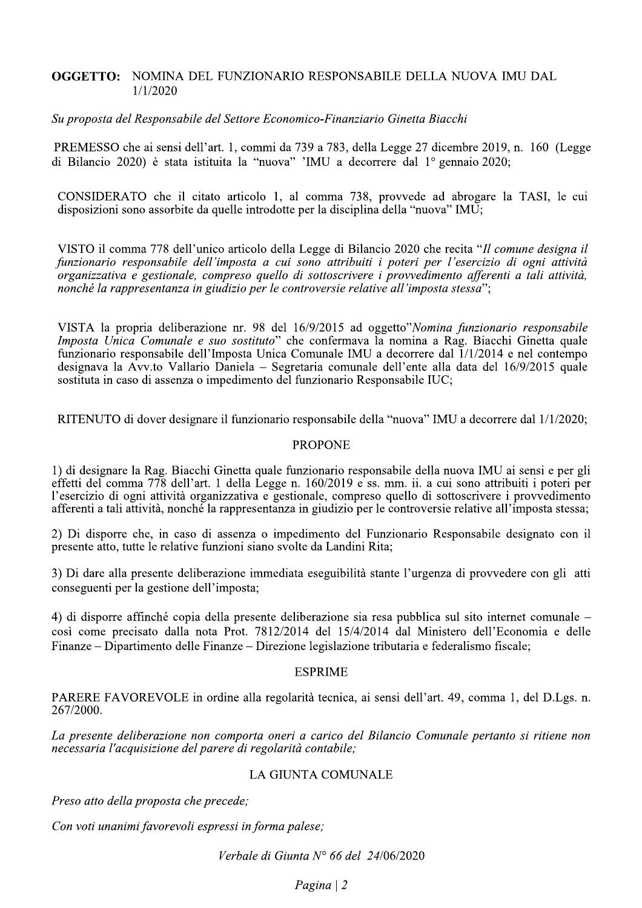**OGGETTO:** NOMINA DEL FUNZIONARIO RESPONSABILE DELLA NUOVA IMU DAL 1/1/2020

*Su proposta del Responsabile del Settore Economico-Finanziario Ginetta Biacchi*

PREMESSO che ai sensi dell'art. 1, commi da 739 a 783, della Legge 27 dicembre 2019, n. 160 (Legge di Bilancio 2020) è stata istituita la "nuova" 'IMU a decorrere dal 1° gennaio 2020;

CONSIDERATO che il citato articolo 1, al comma 738, provvede ad abrogare la TASI, le cui disposizioni sono assorbite da quelle introdotte per la disciplina della "nuova" IMU;

VISTO il comma 778 dell'unico articolo della Legge di Bilancio 2020 che recita "*Il comune designa il funzionario responsabile dell'imposta a cui sono attribuiti i poteri per l'esercizio di ogni attività organizzativa e gestionale, compreso quello di sottoscrivere i provvedimento afferenti a tali attività, nonché la rappresentanza in giudizio per le controversie relative all'imposta stessa*";

VISTA la propria deliberazione nr. 98 del 16/9/2015 ad oggetto"*Nomina funzionario responsabile Imposta Unica Comunale e suo sostituto*" che confermava la nomina a Rag. Biacchi Ginetta quale funzionario responsabile dell'Imposta Unica Comunale IMU a decorrere dal 1/1/2014 e nel contempo designava la Avv.to Vallario Daniela – Segretaria comunale dell'ente alla data del 16/9/2015 quale sostituta in caso di assenza o impedimento del funzionario Responsabile IUC;

RITENUTO di dover designare il funzionario responsabile della "nuova" IMU a decorrere dal 1/1/2020;

PROPONE

1) di designare la Rag. Biacchi Ginetta quale funzionario responsabile della nuova IMU ai sensi e per gli effetti del comma 778 dell'art. 1 della Legge n. 160/2019 e ss. mm. ii. a cui sono attribuiti i poteri per l'esercizio di ogni attività organizzativa e gestionale, compreso quello di sottoscrivere i provvedimento afferenti a tali attività, nonché la rappresentanza in giudizio per le controversie relative all'imposta stessa;

2) Di disporre che, in caso di assenza o impedimento del Funzionario Responsabile designato con il presente atto, tutte le relative funzioni siano svolte da Landini Rita;

3) Di dare alla presente deliberazione immediata eseguibilità stante l'urgenza di provvedere con gli atti conseguenti per la gestione dell'imposta;

4) di disporre affinché copia della presente deliberazione sia resa pubblica sul sito internet comunale – così come precisato dalla nota Prot. 7812/2014 del 15/4/2014 dal Ministero dell'Economia e delle Finanze – Dipartimento delle Finanze – Direzione legislazione tributaria e federalismo fiscale;

ESPRIME

PARERE FAVOREVOLE in ordine alla regolarità tecnica, ai sensi dell'art. 49, comma 1, del D.Lgs. n. 267/2000.

*La presente deliberazione non comporta oneri a carico del Bilancio Comunale pertanto si ritiene non necessaria l'acquisizione del parere di regolarità contabile;*

LA GIUNTA COMUNALE

*Preso atto della proposta che precede;*

*Con voti unanimi favorevoli espressi in forma palese;*

*Verbale di Giunta N° 66 del 24/06/2020*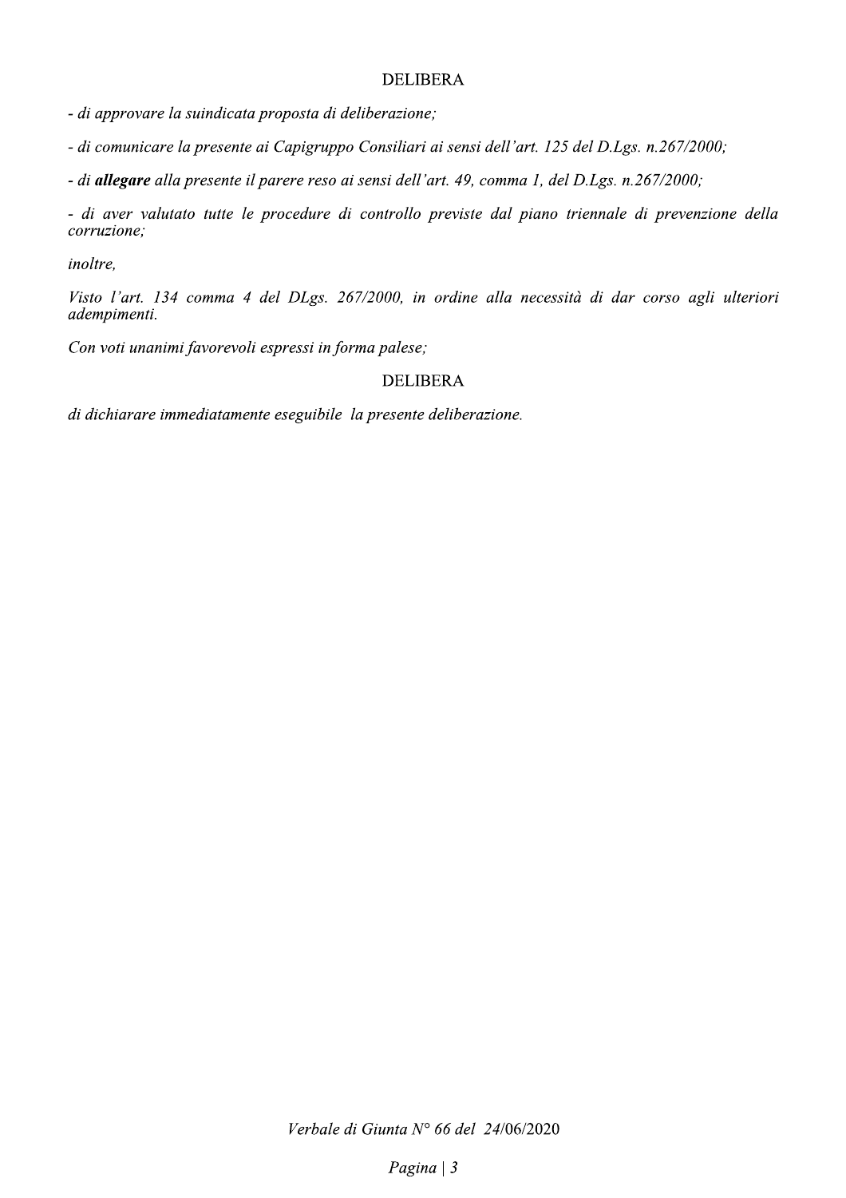DELIBERA

*- di approvare la suindicata proposta di deliberazione;*

*- di comunicare la presente ai Capigruppo Consiliari ai sensi dell'art. 125 del D.Lgs. n.267/2000;*

*- di **allegare** alla presente il parere reso ai sensi dell'art. 49, comma 1, del D.Lgs. n.267/2000;*

*- di aver valutato tutte le procedure di controllo previste dal piano triennale di prevenzione della corruzione;*

*inoltre,*

*Visto l'art. 134 comma 4 del DLgs. 267/2000, in ordine alla necessità di dar corso agli ulteriori adempimenti.*

*Con voti unanimi favorevoli espressi in forma palese;*

DELIBERA

*di dichiarare immediatamente eseguibile la presente deliberazione.*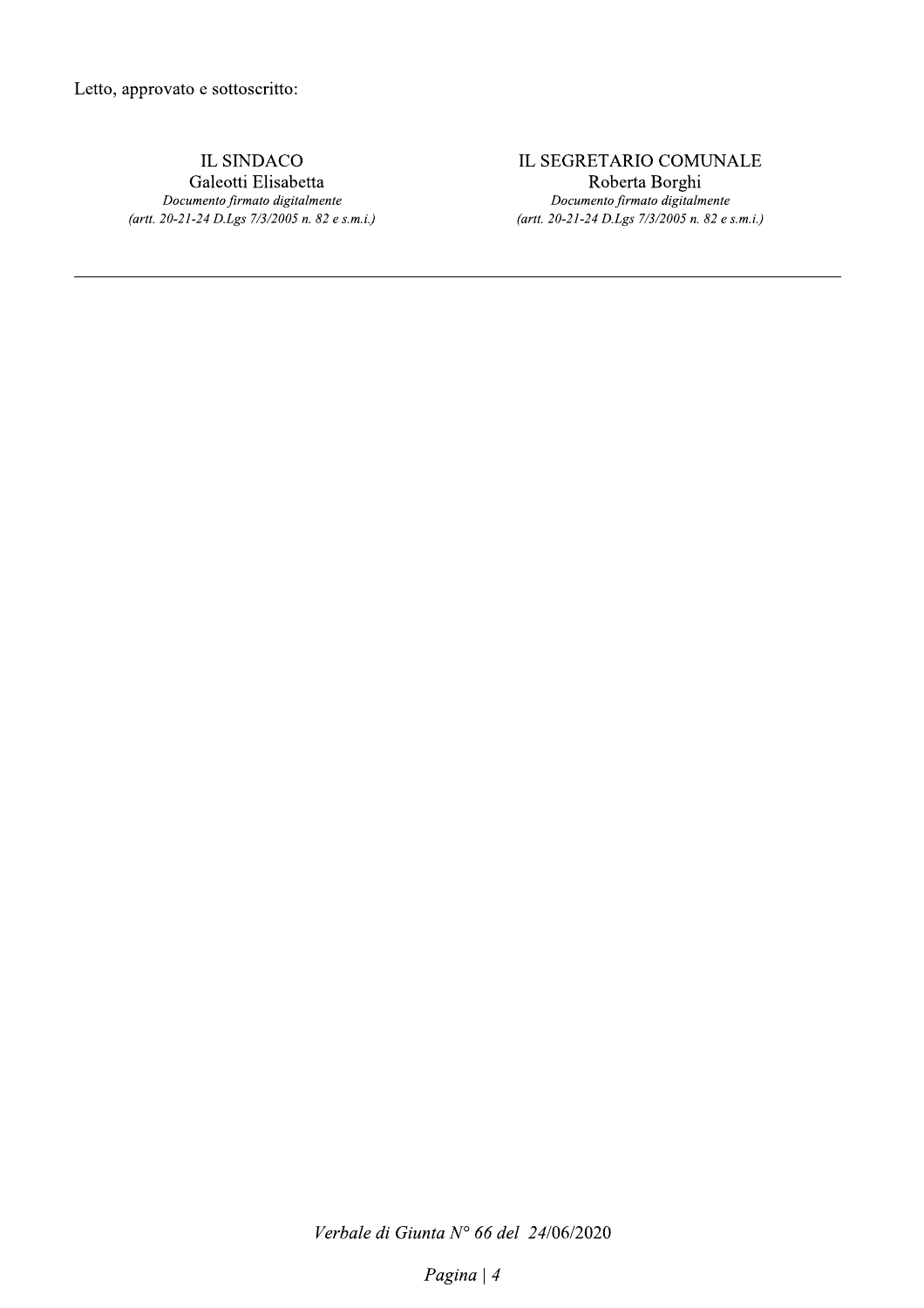Letto, approvato e sottoscritto:

| | |
|---|---|
| IL SINDACO | IL SEGRETARIO COMUNALE |
| Galeotti Elisabetta | Roberta Borghi |
| *Documento firmato digitalmente* | *Documento firmato digitalmente* |
| *(artt. 20-21-24 D.Lgs 7/3/2005 n. 82 e s.m.i.)* | *(artt. 20-21-24 D.Lgs 7/3/2005 n. 82 e s.m.i.)* |

---